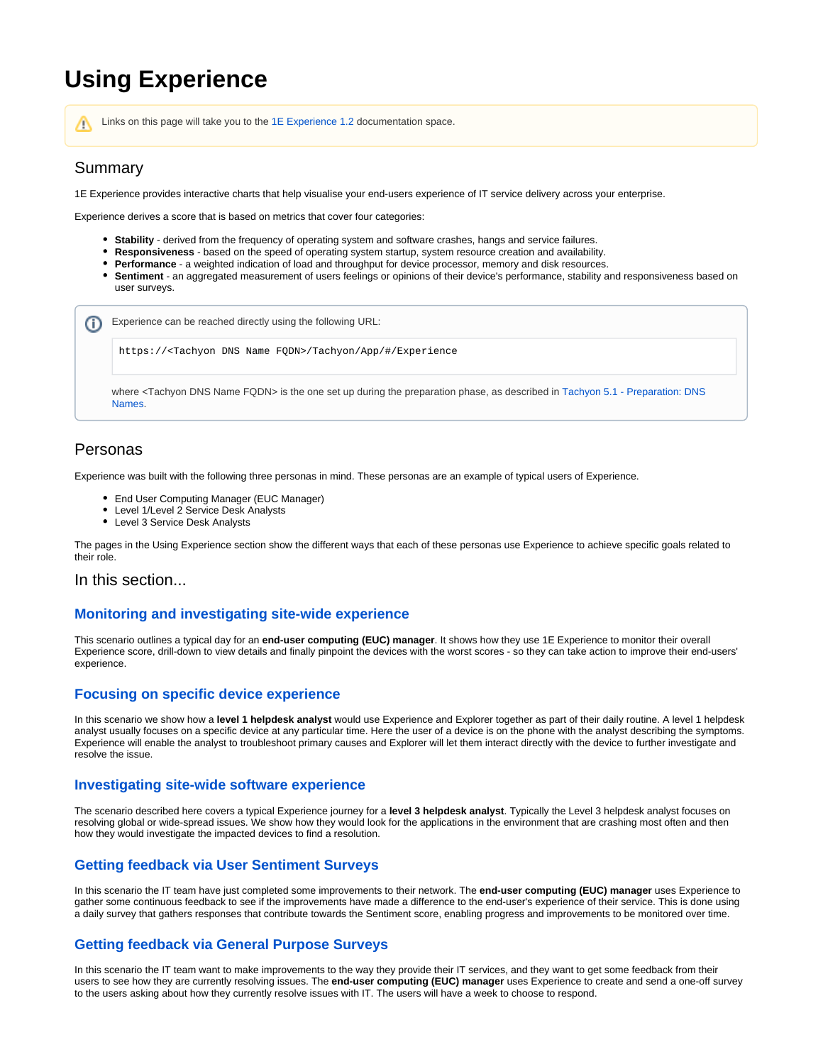# Using Experience

Links on this page will take you to the 1E Experience 1.2 documentation space.

## Summary

1E Experience provides interactive charts that help visualise your end-users experience of IT service delivery across your enterprise.

Experience derives a score that is based on metrics that cover four categories:

- **Stability** - derived from the frequency of operating system and software crashes, hangs and service failures.
- **Responsiveness** - based on the speed of operating system startup, system resource creation and availability.
- **Performance** - a weighted indication of load and throughput for device processor, memory and disk resources.
- **Sentiment** - an aggregated measurement of users feelings or opinions of their device's performance, stability and responsiveness based on user surveys.

Experience can be reached directly using the following URL:

```
https://<Tachyon DNS Name FQDN>/Tachyon/App/#/Experience
```

where <Tachyon DNS Name FQDN> is the one set up during the preparation phase, as described in Tachyon 5.1 - Preparation: DNS Names.

## Personas

Experience was built with the following three personas in mind. These personas are an example of typical users of Experience.

- End User Computing Manager (EUC Manager)
- Level 1/Level 2 Service Desk Analysts
- Level 3 Service Desk Analysts

The pages in the Using Experience section show the different ways that each of these personas use Experience to achieve specific goals related to their role.

## In this section...

### Monitoring and investigating site-wide experience

This scenario outlines a typical day for an **end-user computing (EUC) manager**. It shows how they use 1E Experience to monitor their overall Experience score, drill-down to view details and finally pinpoint the devices with the worst scores - so they can take action to improve their end-users' experience.

### Focusing on specific device experience

In this scenario we show how a **level 1 helpdesk analyst** would use Experience and Explorer together as part of their daily routine. A level 1 helpdesk analyst usually focuses on a specific device at any particular time. Here the user of a device is on the phone with the analyst describing the symptoms. Experience will enable the analyst to troubleshoot primary causes and Explorer will let them interact directly with the device to further investigate and resolve the issue.

### Investigating site-wide software experience

The scenario described here covers a typical Experience journey for a **level 3 helpdesk analyst**. Typically the Level 3 helpdesk analyst focuses on resolving global or wide-spread issues. We show how they would look for the applications in the environment that are crashing most often and then how they would investigate the impacted devices to find a resolution.

### Getting feedback via User Sentiment Surveys

In this scenario the IT team have just completed some improvements to their network. The **end-user computing (EUC) manager** uses Experience to gather some continuous feedback to see if the improvements have made a difference to the end-user's experience of their service. This is done using a daily survey that gathers responses that contribute towards the Sentiment score, enabling progress and improvements to be monitored over time.

### Getting feedback via General Purpose Surveys

In this scenario the IT team want to make improvements to the way they provide their IT services, and they want to get some feedback from their users to see how they are currently resolving issues. The **end-user computing (EUC) manager** uses Experience to create and send a one-off survey to the users asking about how they currently resolve issues with IT. The users will have a week to choose to respond.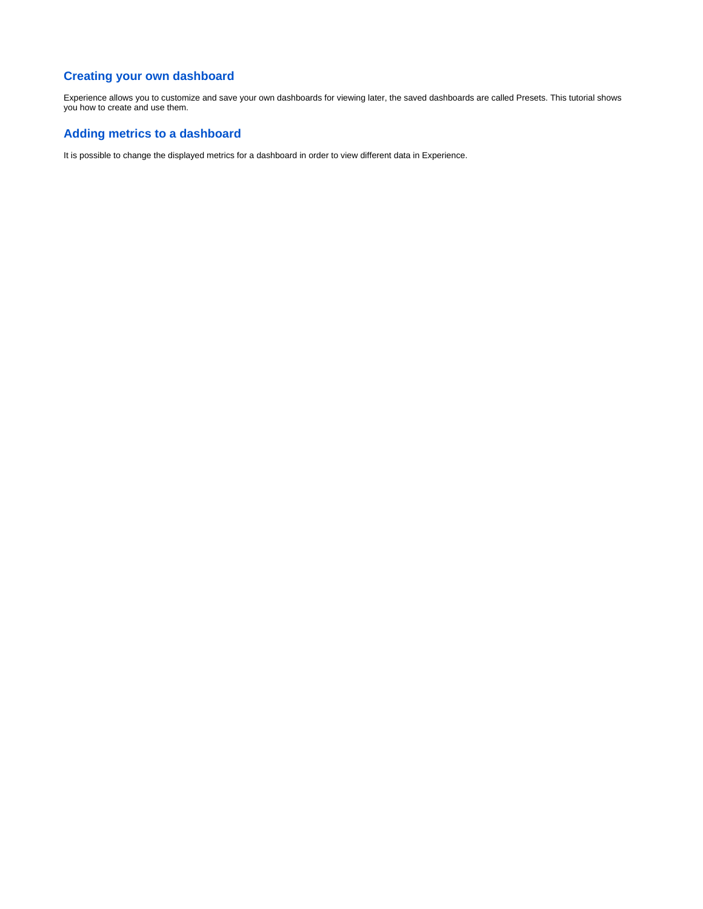## Creating your own dashboard

Experience allows you to customize and save your own dashboards for viewing later, the saved dashboards are called Presets. This tutorial shows you how to create and use them.

## Adding metrics to a dashboard

It is possible to change the displayed metrics for a dashboard in order to view different data in Experience.